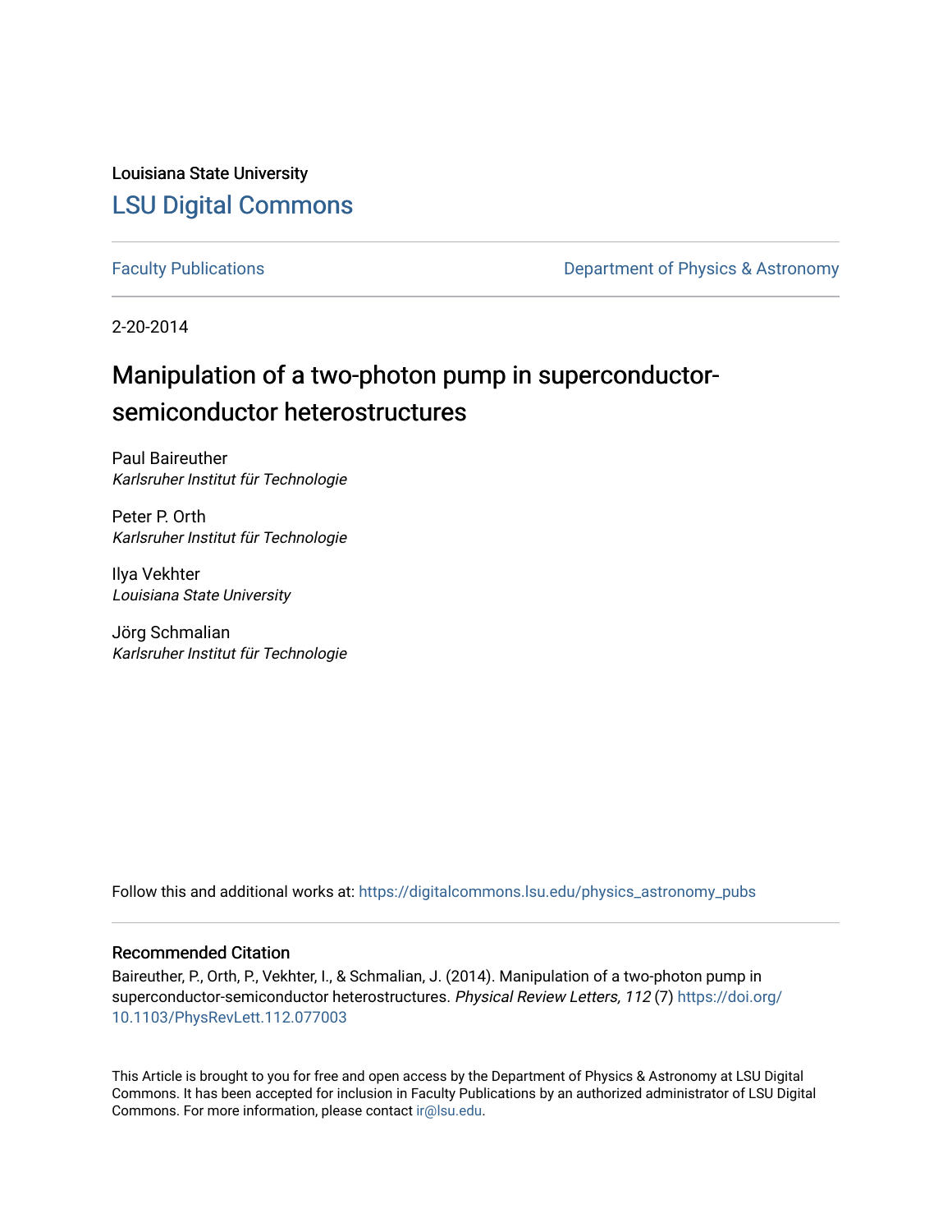Louisiana State University

# LSU Digital Commons

Faculty Publications

Department of Physics & Astronomy

2-20-2014

## Manipulation of a two-photon pump in superconductor-semiconductor heterostructures

Paul Baireuther
*Karlsruher Institut für Technologie*

Peter P. Orth
*Karlsruher Institut für Technologie*

Ilya Vekhter
*Louisiana State University*

Jörg Schmalian
*Karlsruher Institut für Technologie*

Follow this and additional works at: https://digitalcommons.lsu.edu/physics_astronomy_pubs

### Recommended Citation

Baireuther, P., Orth, P., Vekhter, I., & Schmalian, J. (2014). Manipulation of a two-photon pump in superconductor-semiconductor heterostructures. *Physical Review Letters, 112* (7) https://doi.org/10.1103/PhysRevLett.112.077003

This Article is brought to you for free and open access by the Department of Physics & Astronomy at LSU Digital Commons. It has been accepted for inclusion in Faculty Publications by an authorized administrator of LSU Digital Commons. For more information, please contact ir@lsu.edu.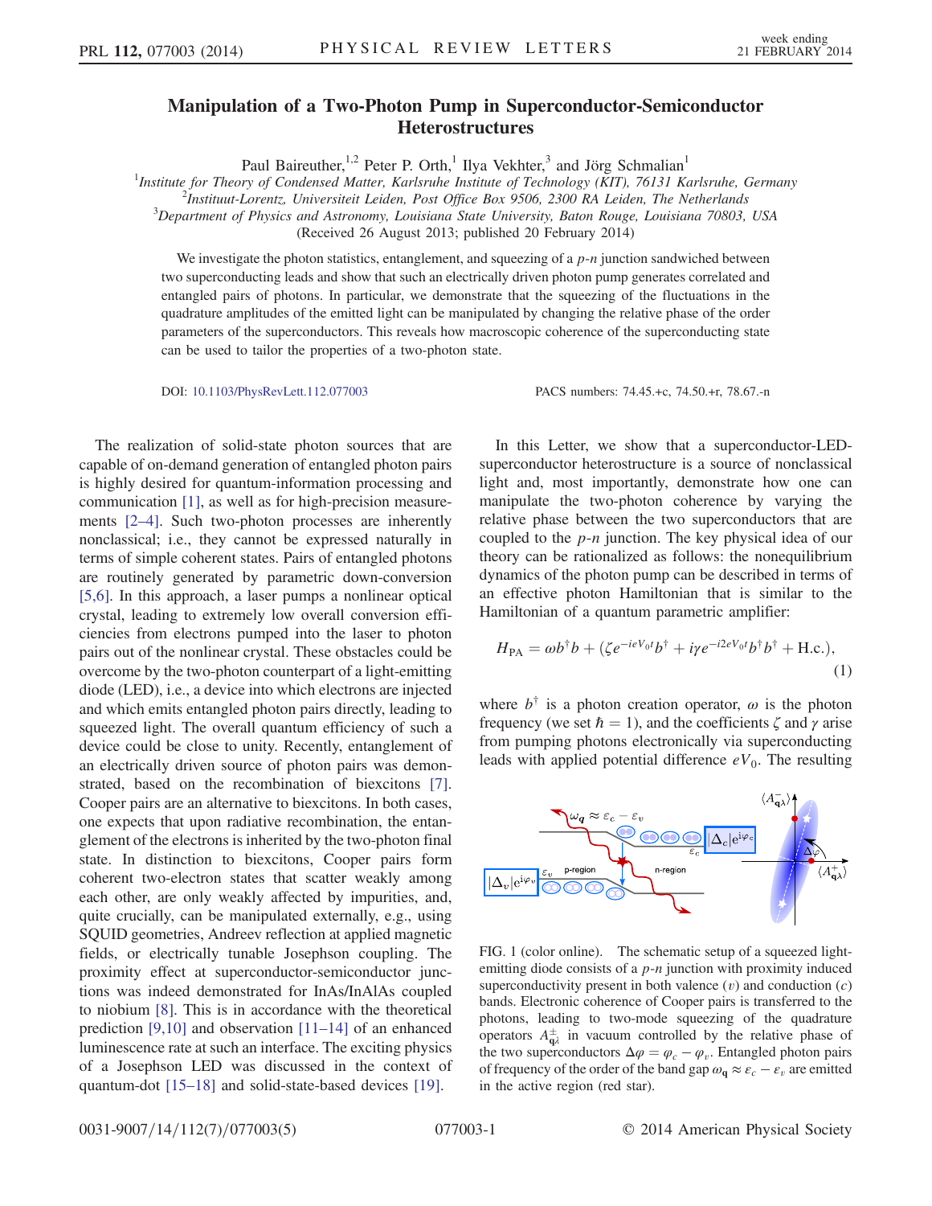# Manipulation of a Two-Photon Pump in Superconductor-Semiconductor Heterostructures

Paul Baireuther,[1,2] Peter P. Orth,[1] Ilya Vekhter,[3] and Jörg Schmalian[1]

[1]*Institute for Theory of Condensed Matter, Karlsruhe Institute of Technology (KIT), 76131 Karlsruhe, Germany*
[2]*Instituut-Lorentz, Universiteit Leiden, Post Office Box 9506, 2300 RA Leiden, The Netherlands*
[3]*Department of Physics and Astronomy, Louisiana State University, Baton Rouge, Louisiana 70803, USA*
(Received 26 August 2013; published 20 February 2014)

We investigate the photon statistics, entanglement, and squeezing of a $p$-$n$ junction sandwiched between two superconducting leads and show that such an electrically driven photon pump generates correlated and entangled pairs of photons. In particular, we demonstrate that the squeezing of the fluctuations in the quadrature amplitudes of the emitted light can be manipulated by changing the relative phase of the order parameters of the superconductors. This reveals how macroscopic coherence of the superconducting state can be used to tailor the properties of a two-photon state.

DOI: 10.1103/PhysRevLett.112.077003 PACS numbers: 74.45.+c, 74.50.+r, 78.67.-n

The realization of solid-state photon sources that are capable of on-demand generation of entangled photon pairs is highly desired for quantum-information processing and communication [1], as well as for high-precision measurements [2–4]. Such two-photon processes are inherently nonclassical; i.e., they cannot be expressed naturally in terms of simple coherent states. Pairs of entangled photons are routinely generated by parametric down-conversion [5,6]. In this approach, a laser pumps a nonlinear optical crystal, leading to extremely low overall conversion efficiencies from electrons pumped into the laser to photon pairs out of the nonlinear crystal. These obstacles could be overcome by the two-photon counterpart of a light-emitting diode (LED), i.e., a device into which electrons are injected and which emits entangled photon pairs directly, leading to squeezed light. The overall quantum efficiency of such a device could be close to unity. Recently, entanglement of an electrically driven source of photon pairs was demonstrated, based on the recombination of biexcitons [7]. Cooper pairs are an alternative to biexcitons. In both cases, one expects that upon radiative recombination, the entanglement of the electrons is inherited by the two-photon final state. In distinction to biexcitons, Cooper pairs form coherent two-electron states that scatter weakly among each other, are only weakly affected by impurities, and, quite crucially, can be manipulated externally, e.g., using SQUID geometries, Andreev reflection at applied magnetic fields, or electrically tunable Josephson coupling. The proximity effect at superconductor-semiconductor junctions was indeed demonstrated for InAs/InAlAs coupled to niobium [8]. This is in accordance with the theoretical prediction [9,10] and observation [11–14] of an enhanced luminescence rate at such an interface. The exciting physics of a Josephson LED was discussed in the context of quantum-dot [15–18] and solid-state-based devices [19].

In this Letter, we show that a superconductor-LED-superconductor heterostructure is a source of nonclassical light and, most importantly, demonstrate how one can manipulate the two-photon coherence by varying the relative phase between the two superconductors that are coupled to the $p$-$n$ junction. The key physical idea of our theory can be rationalized as follows: the nonequilibrium dynamics of the photon pump can be described in terms of an effective photon Hamiltonian that is similar to the Hamiltonian of a quantum parametric amplifier:

$$H_{\mathrm{PA}} = \omega b^\dagger b + (\zeta e^{-ieV_0 t} b^\dagger + i\gamma e^{-i2eV_0 t} b^\dagger b^\dagger + \mathrm{H.c.}), \tag{1}$$

where $b^\dagger$ is a photon creation operator, $\omega$ is the photon frequency (we set $\hbar = 1$), and the coefficients $\zeta$ and $\gamma$ arise from pumping photons electronically via superconducting leads with applied potential difference $eV_0$. The resulting

FIG. 1 (color online). The schematic setup of a squeezed light-emitting diode consists of a $p$-$n$ junction with proximity induced superconductivity present in both valence ($v$) and conduction ($c$) bands. Electronic coherence of Cooper pairs is transferred to the photons, leading to two-mode squeezing of the quadrature operators $A^{\pm}_{\mathbf{q}\lambda}$ in vacuum controlled by the relative phase of the two superconductors $\Delta\varphi = \varphi_c - \varphi_v$. Entangled photon pairs of frequency of the order of the band gap $\omega_{\mathbf{q}} \approx \varepsilon_c - \varepsilon_v$ are emitted in the active region (red star).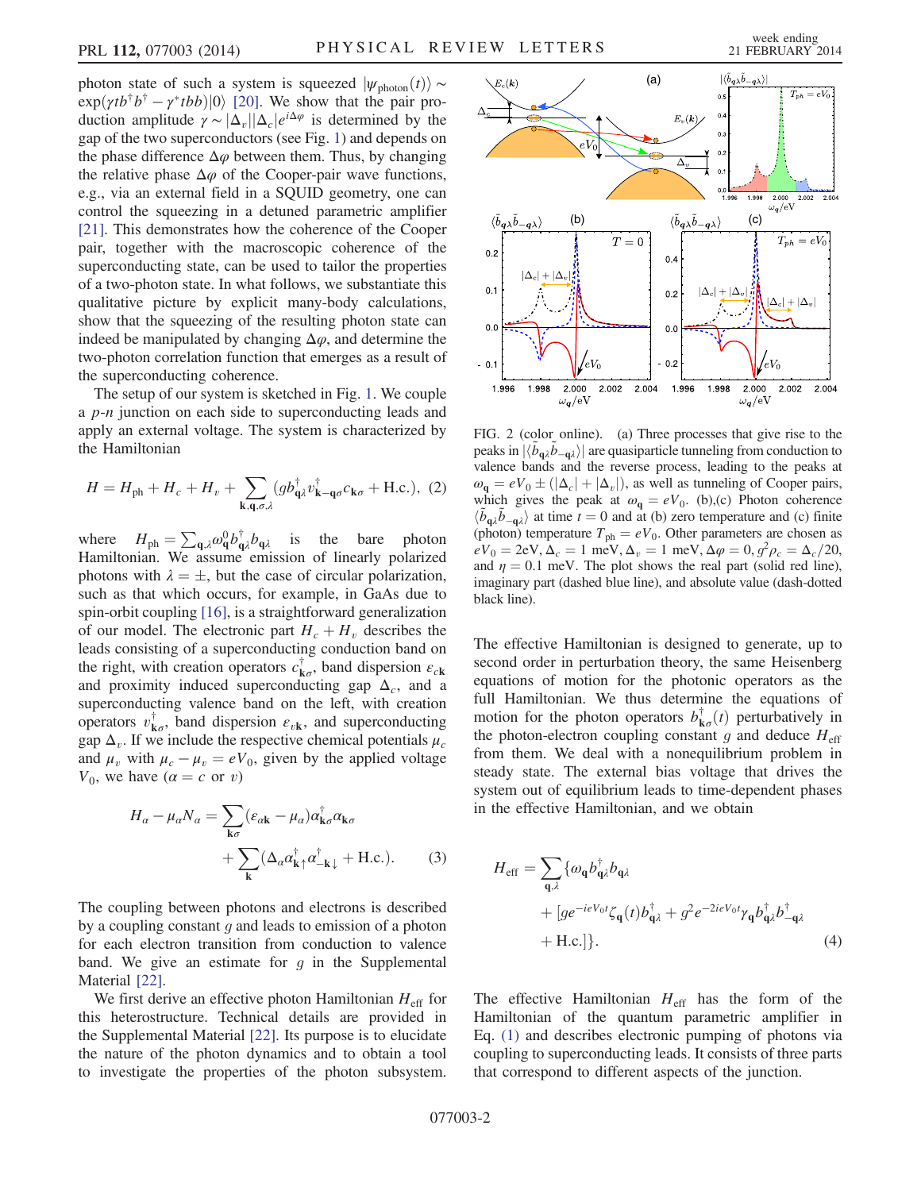photon state of such a system is squeezed $|\psi_{\rm photon}(t)\rangle \sim \exp(\gamma t b^\dagger b^\dagger - \gamma^* t b b)|0\rangle$ [20]. We show that the pair production amplitude $\gamma \sim |\Delta_v||\Delta_c|e^{i\Delta\varphi}$ is determined by the gap of the two superconductors (see Fig. 1) and depends on the phase difference $\Delta\varphi$ between them. Thus, by changing the relative phase $\Delta\varphi$ of the Cooper-pair wave functions, e.g., via an external field in a SQUID geometry, one can control the squeezing in a detuned parametric amplifier [21]. This demonstrates how the coherence of the Cooper pair, together with the macroscopic coherence of the superconducting state, can be used to tailor the properties of a two-photon state. In what follows, we substantiate this qualitative picture by explicit many-body calculations, show that the squeezing of the resulting photon state can indeed be manipulated by changing $\Delta\varphi$, and determine the two-photon correlation function that emerges as a result of the superconducting coherence.

The setup of our system is sketched in Fig. 1. We couple a $p$-$n$ junction on each side to superconducting leads and apply an external voltage. The system is characterized by the Hamiltonian

$$H = H_{\rm ph} + H_c + H_v + \sum_{\mathbf{k},\mathbf{q},\sigma,\lambda} (g b^\dagger_{\mathbf{q}\lambda} v^\dagger_{\mathbf{k}-\mathbf{q}\sigma} c_{\mathbf{k}\sigma} + \text{H.c.}), \quad (2)$$

where $H_{\rm ph} = \sum_{\mathbf{q},\lambda} \omega^0_{\mathbf{q}} b^\dagger_{\mathbf{q}\lambda} b_{\mathbf{q}\lambda}$ is the bare photon Hamiltonian. We assume emission of linearly polarized photons with $\lambda = \pm$, but the case of circular polarization, such as that which occurs, for example, in GaAs due to spin-orbit coupling [16], is a straightforward generalization of our model. The electronic part $H_c + H_v$ describes the leads consisting of a superconducting conduction band on the right, with creation operators $c^\dagger_{\mathbf{k}\sigma}$, band dispersion $\varepsilon_{c\mathbf{k}}$ and proximity induced superconducting gap $\Delta_c$, and a superconducting valence band on the left, with creation operators $v^\dagger_{\mathbf{k}\sigma}$, band dispersion $\varepsilon_{v\mathbf{k}}$, and superconducting gap $\Delta_v$. If we include the respective chemical potentials $\mu_c$ and $\mu_v$ with $\mu_c - \mu_v = eV_0$, given by the applied voltage $V_0$, we have ($\alpha = c$ or $v$)

$$H_\alpha - \mu_\alpha N_\alpha = \sum_{\mathbf{k}\sigma} (\varepsilon_{\alpha\mathbf{k}} - \mu_\alpha)\alpha^\dagger_{\mathbf{k}\sigma}\alpha_{\mathbf{k}\sigma} + \sum_{\mathbf{k}} (\Delta_\alpha \alpha^\dagger_{\mathbf{k}\uparrow}\alpha^\dagger_{-\mathbf{k}\downarrow} + \text{H.c.}). \quad (3)$$

The coupling between photons and electrons is described by a coupling constant $g$ and leads to emission of a photon for each electron transition from conduction to valence band. We give an estimate for $g$ in the Supplemental Material [22].

We first derive an effective photon Hamiltonian $H_{\rm eff}$ for this heterostructure. Technical details are provided in the Supplemental Material [22]. Its purpose is to elucidate the nature of the photon dynamics and to obtain a tool to investigate the properties of the photon subsystem.

FIG. 2 (color online). (a) Three processes that give rise to the peaks in $|\langle \tilde{b}_{\mathbf{q}\lambda}\tilde{b}_{-\mathbf{q}\lambda}\rangle|$ are quasiparticle tunneling from conduction to valence bands and the reverse process, leading to the peaks at $\omega_{\mathbf{q}} = eV_0 \pm (|\Delta_c| + |\Delta_v|)$, as well as tunneling of Cooper pairs, which gives the peak at $\omega_{\mathbf{q}} = eV_0$. (b),(c) Photon coherence $\langle \tilde{b}_{\mathbf{q}\lambda}\tilde{b}_{-\mathbf{q}\lambda}\rangle$ at time $t = 0$ and at (b) zero temperature and (c) finite (photon) temperature $T_{\rm ph} = eV_0$. Other parameters are chosen as $eV_0 = 2$eV, $\Delta_c = 1$ meV, $\Delta_v = 1$ meV, $\Delta\varphi = 0$, $g^2\rho_c = \Delta_c/20$, and $\eta = 0.1$ meV. The plot shows the real part (solid red line), imaginary part (dashed blue line), and absolute value (dash-dotted black line).

The effective Hamiltonian is designed to generate, up to second order in perturbation theory, the same Heisenberg equations of motion for the photonic operators as the full Hamiltonian. We thus determine the equations of motion for the photon operators $b^\dagger_{\mathbf{k}\sigma}(t)$ perturbatively in the photon-electron coupling constant $g$ and deduce $H_{\rm eff}$ from them. We deal with a nonequilibrium problem in steady state. The external bias voltage that drives the system out of equilibrium leads to time-dependent phases in the effective Hamiltonian, and we obtain

$$H_{\rm eff} = \sum_{\mathbf{q},\lambda} \{\omega_{\mathbf{q}} b^\dagger_{\mathbf{q}\lambda} b_{\mathbf{q}\lambda} + [g e^{-ieV_0 t}\zeta_{\mathbf{q}}(t) b^\dagger_{\mathbf{q}\lambda} + g^2 e^{-2ieV_0 t}\gamma_{\mathbf{q}} b^\dagger_{\mathbf{q}\lambda} b^\dagger_{-\mathbf{q}\lambda} + \text{H.c.}]\}. \quad (4)$$

The effective Hamiltonian $H_{\rm eff}$ has the form of the Hamiltonian of the quantum parametric amplifier in Eq. (1) and describes electronic pumping of photons via coupling to superconducting leads. It consists of three parts that correspond to different aspects of the junction.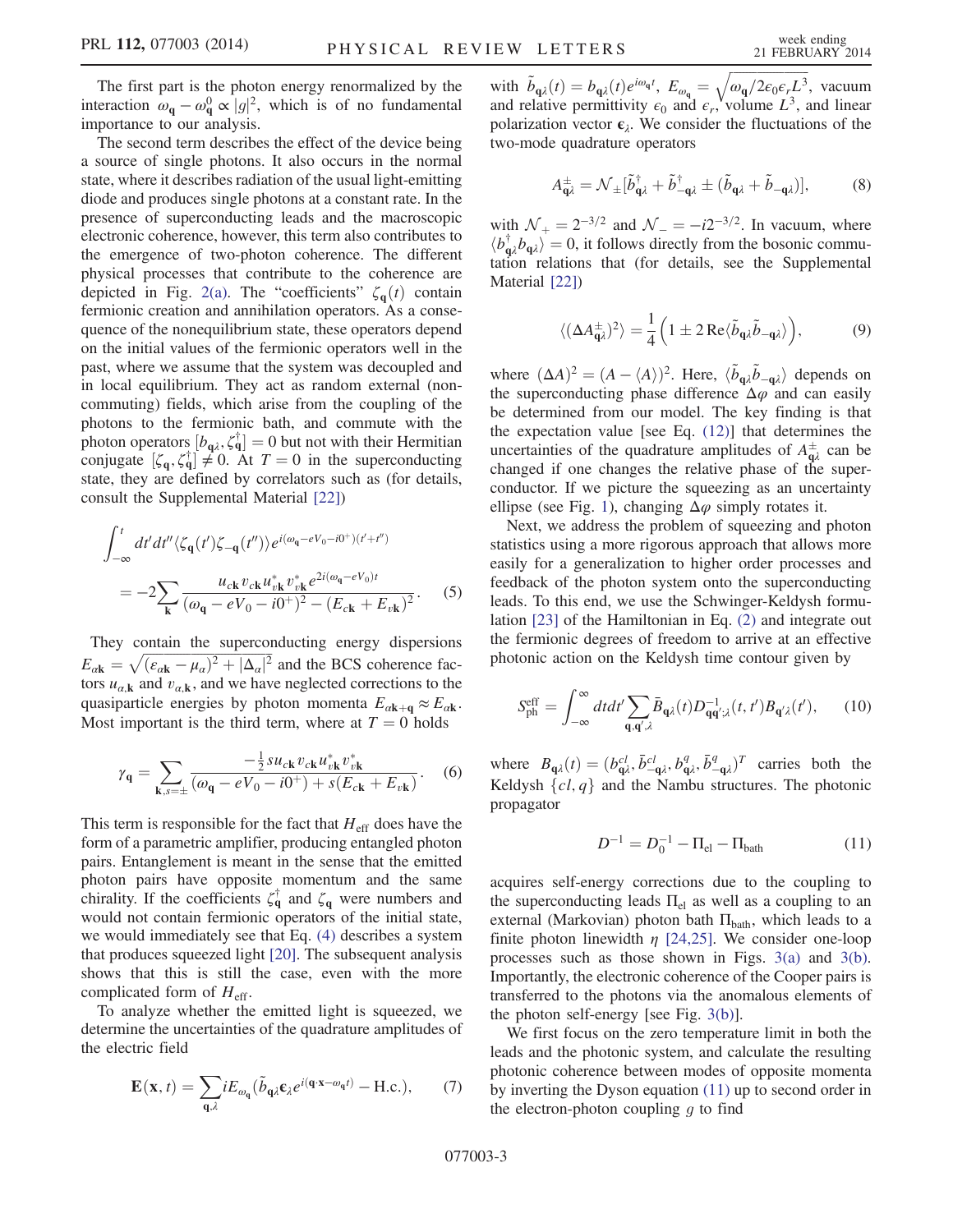The first part is the photon energy renormalized by the interaction $\omega_{\mathbf{q}} - \omega_{\mathbf{q}}^0 \propto |g|^2$, which is of no fundamental importance to our analysis.

The second term describes the effect of the device being a source of single photons. It also occurs in the normal state, where it describes radiation of the usual light-emitting diode and produces single photons at a constant rate. In the presence of superconducting leads and the macroscopic electronic coherence, however, this term also contributes to the emergence of two-photon coherence. The different physical processes that contribute to the coherence are depicted in Fig. 2(a). The "coefficients" $\zeta_{\mathbf{q}}(t)$ contain fermionic creation and annihilation operators. As a consequence of the nonequilibrium state, these operators depend on the initial values of the fermionic operators well in the past, where we assume that the system was decoupled and in local equilibrium. They act as random external (noncommuting) fields, which arise from the coupling of the photons to the fermionic bath, and commute with the photon operators $[b_{\mathbf{q}\lambda}, \zeta_{\mathbf{q}}^\dagger] = 0$ but not with their Hermitian conjugate $[\zeta_{\mathbf{q}}, \zeta_{\mathbf{q}}^\dagger] \neq 0$. At $T = 0$ in the superconducting state, they are defined by correlators such as (for details, consult the Supplemental Material [22])

$$\int_{-\infty}^{t} dt' dt'' \langle \zeta_{\mathbf{q}}(t') \zeta_{-\mathbf{q}}(t'') \rangle e^{i(\omega_{\mathbf{q}} - eV_0 - i0^+)(t' + t'')} = -2 \sum_{\mathbf{k}} \frac{u_{c\mathbf{k}} v_{c\mathbf{k}} u_{v\mathbf{k}}^* v_{v\mathbf{k}}^* e^{2i(\omega_{\mathbf{q}} - eV_0)t}}{(\omega_{\mathbf{q}} - eV_0 - i0^+)^2 - (E_{c\mathbf{k}} + E_{v\mathbf{k}})^2}. \quad (5)$$

They contain the superconducting energy dispersions $E_{\alpha\mathbf{k}} = \sqrt{(\epsilon_{\alpha\mathbf{k}} - \mu_\alpha)^2 + |\Delta_\alpha|^2}$ and the BCS coherence factors $u_{\alpha,\mathbf{k}}$ and $v_{\alpha,\mathbf{k}}$, and we have neglected corrections to the quasiparticle energies by photon momenta $E_{\alpha\mathbf{k}+\mathbf{q}} \approx E_{\alpha\mathbf{k}}$. Most important is the third term, where at $T = 0$ holds

$$\gamma_{\mathbf{q}} = \sum_{\mathbf{k}, s=\pm} \frac{-\frac{1}{2} s u_{c\mathbf{k}} v_{c\mathbf{k}} u_{v\mathbf{k}}^* v_{v\mathbf{k}}^*}{(\omega_{\mathbf{q}} - eV_0 - i0^+) + s(E_{c\mathbf{k}} + E_{v\mathbf{k}})}. \quad (6)$$

This term is responsible for the fact that $H_{\text{eff}}$ does have the form of a parametric amplifier, producing entangled photon pairs. Entanglement is meant in the sense that the emitted photon pairs have opposite momentum and the same chirality. If the coefficients $\zeta_{\mathbf{q}}^\dagger$ and $\zeta_{\mathbf{q}}$ were numbers and would not contain fermionic operators of the initial state, we would immediately see that Eq. (4) describes a system that produces squeezed light [20]. The subsequent analysis shows that this is still the case, even with the more complicated form of $H_{\text{eff}}$.

To analyze whether the emitted light is squeezed, we determine the uncertainties of the quadrature amplitudes of the electric field

$$\mathbf{E}(\mathbf{x}, t) = \sum_{\mathbf{q}, \lambda} i E_{\omega_{\mathbf{q}}} (\tilde{b}_{\mathbf{q}\lambda} \boldsymbol{\epsilon}_\lambda e^{i(\mathbf{q}\cdot\mathbf{x} - \omega_{\mathbf{q}} t)} - \text{H.c.}), \quad (7)$$

with $\tilde{b}_{\mathbf{q}\lambda}(t) = b_{\mathbf{q}\lambda}(t) e^{i\omega_{\mathbf{q}} t}$, $E_{\omega_{\mathbf{q}}} = \sqrt{\omega_{\mathbf{q}} / 2\epsilon_0 \epsilon_r L^3}$, vacuum and relative permittivity $\epsilon_0$ and $\epsilon_r$, volume $L^3$, and linear polarization vector $\boldsymbol{\epsilon}_\lambda$. We consider the fluctuations of the two-mode quadrature operators

$$A_{\mathbf{q}\lambda}^{\pm} = \mathcal{N}_{\pm} [\tilde{b}_{\mathbf{q}\lambda}^\dagger + \tilde{b}_{-\mathbf{q}\lambda}^\dagger \pm (\tilde{b}_{\mathbf{q}\lambda} + \tilde{b}_{-\mathbf{q}\lambda})], \quad (8)$$

with $\mathcal{N}_+ = 2^{-3/2}$ and $\mathcal{N}_- = -i 2^{-3/2}$. In vacuum, where $\langle b_{\mathbf{q}\lambda}^\dagger b_{\mathbf{q}\lambda} \rangle = 0$, it follows directly from the bosonic commutation relations that (for details, see the Supplemental Material [22])

$$\langle (\Delta A_{\mathbf{q}\lambda}^{\pm})^2 \rangle = \frac{1}{4} \Big( 1 \pm 2\, \text{Re} \langle \tilde{b}_{\mathbf{q}\lambda} \tilde{b}_{-\mathbf{q}\lambda} \rangle \Big), \quad (9)$$

where $(\Delta A)^2 = (A - \langle A \rangle)^2$. Here, $\langle \tilde{b}_{\mathbf{q}\lambda} \tilde{b}_{-\mathbf{q}\lambda} \rangle$ depends on the superconducting phase difference $\Delta\varphi$ and can easily be determined from our model. The key finding is that the expectation value [see Eq. (12)] that determines the uncertainties of the quadrature amplitudes of $A_{\mathbf{q}\lambda}^{\pm}$ can be changed if one changes the relative phase of the superconductor. If we picture the squeezing as an uncertainty ellipse (see Fig. 1), changing $\Delta\varphi$ simply rotates it.

Next, we address the problem of squeezing and photon statistics using a more rigorous approach that allows more easily for a generalization to higher order processes and feedback of the photon system onto the superconducting leads. To this end, we use the Schwinger-Keldysh formulation [23] of the Hamiltonian in Eq. (2) and integrate out the fermionic degrees of freedom to arrive at an effective photonic action on the Keldysh time contour given by

$$S_{\text{ph}}^{\text{eff}} = \int_{-\infty}^{\infty} dt dt' \sum_{\mathbf{q}, \mathbf{q}', \lambda} \bar{B}_{\mathbf{q}\lambda}(t) D_{\mathbf{q}\mathbf{q}';\lambda}^{-1}(t, t') B_{\mathbf{q}'\lambda}(t'), \quad (10)$$

where $B_{\mathbf{q}\lambda}(t) = (b_{\mathbf{q}\lambda}^{cl}, \bar{b}_{-\mathbf{q}\lambda}^{cl}, b_{\mathbf{q}\lambda}^{q}, \bar{b}_{-\mathbf{q}\lambda}^{q})^T$ carries both the Keldysh $\{cl, q\}$ and the Nambu structures. The photonic propagator

$$D^{-1} = D_0^{-1} - \Pi_{\text{el}} - \Pi_{\text{bath}} \quad (11)$$

acquires self-energy corrections due to the coupling to the superconducting leads $\Pi_{\text{el}}$ as well as a coupling to an external (Markovian) photon bath $\Pi_{\text{bath}}$, which leads to a finite photon linewidth $\eta$ [24,25]. We consider one-loop processes such as those shown in Figs. 3(a) and 3(b). Importantly, the electronic coherence of the Cooper pairs is transferred to the photons via the anomalous elements of the photon self-energy [see Fig. 3(b)].

We first focus on the zero temperature limit in both the leads and the photonic system, and calculate the resulting photonic coherence between modes of opposite momenta by inverting the Dyson equation (11) up to second order in the electron-photon coupling $g$ to find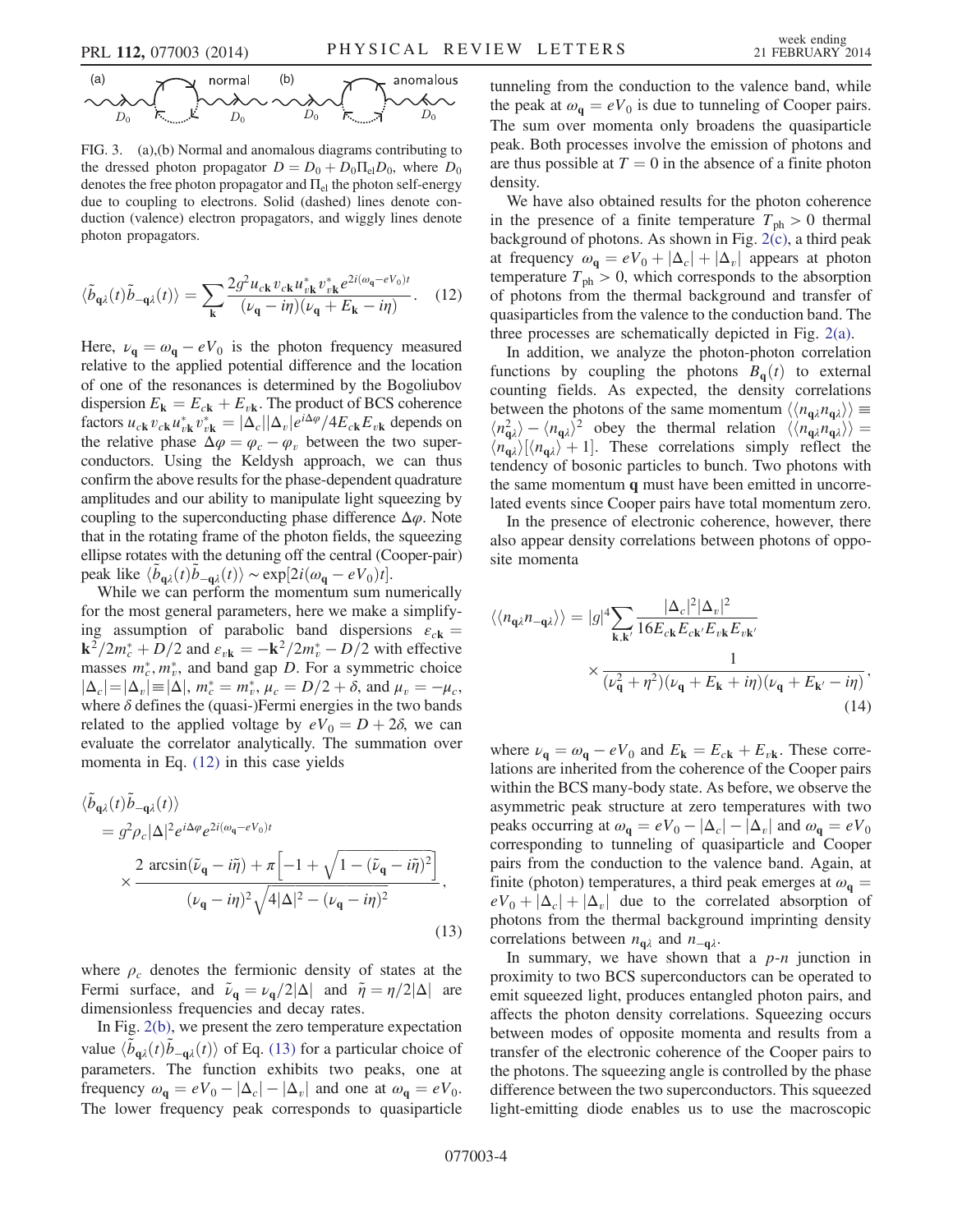(a) normal (b) anomalous

FIG. 3. (a),(b) Normal and anomalous diagrams contributing to the dressed photon propagator $D = D_0 + D_0\Pi_{\rm el}D_0$, where $D_0$ denotes the free photon propagator and $\Pi_{\rm el}$ the photon self-energy due to coupling to electrons. Solid (dashed) lines denote conduction (valence) electron propagators, and wiggly lines denote photon propagators.

$$\langle\tilde{b}_{\mathbf{q}\lambda}(t)\tilde{b}_{-\mathbf{q}\lambda}(t)\rangle = \sum_{\mathbf{k}}\frac{2g^2 u_{c\mathbf{k}}v_{c\mathbf{k}}u^*_{v\mathbf{k}}v^*_{v\mathbf{k}}e^{2i(\omega_{\mathbf{q}}-eV_0)t}}{(\nu_{\mathbf{q}}-i\eta)(\nu_{\mathbf{q}}+E_{\mathbf{k}}-i\eta)}. \quad (12)$$

Here, $\nu_{\mathbf{q}} = \omega_{\mathbf{q}} - eV_0$ is the photon frequency measured relative to the applied potential difference and the location of one of the resonances is determined by the Bogoliubov dispersion $E_{\mathbf{k}} = E_{c\mathbf{k}} + E_{v\mathbf{k}}$. The product of BCS coherence factors $u_{c\mathbf{k}}v_{c\mathbf{k}}u^*_{v\mathbf{k}}v^*_{v\mathbf{k}} = |\Delta_c||\Delta_v|e^{i\Delta\varphi}/4E_{c\mathbf{k}}E_{v\mathbf{k}}$ depends on the relative phase $\Delta\varphi = \varphi_c - \varphi_v$ between the two superconductors. Using the Keldysh approach, we can thus confirm the above results for the phase-dependent quadrature amplitudes and our ability to manipulate light squeezing by coupling to the superconducting phase difference $\Delta\varphi$. Note that in the rotating frame of the photon fields, the squeezing ellipse rotates with the detuning off the central (Cooper-pair) peak like $\langle\tilde{b}_{\mathbf{q}\lambda}(t)\tilde{b}_{-\mathbf{q}\lambda}(t)\rangle \sim \exp[2i(\omega_{\mathbf{q}} - eV_0)t]$.

While we can perform the momentum sum numerically for the most general parameters, here we make a simplifying assumption of parabolic band dispersions $\varepsilon_{c\mathbf{k}} = \mathbf{k}^2/2m^*_c + D/2$ and $\varepsilon_{v\mathbf{k}} = -\mathbf{k}^2/2m^*_v - D/2$ with effective masses $m^*_c, m^*_v$, and band gap $D$. For a symmetric choice $|\Delta_c| = |\Delta_v| \equiv |\Delta|$, $m^*_c = m^*_v$, $\mu_c = D/2 + \delta$, and $\mu_v = -\mu_c$, where $\delta$ defines the (quasi-)Fermi energies in the two bands related to the applied voltage by $eV_0 = D + 2\delta$, we can evaluate the correlator analytically. The summation over momenta in Eq. (12) in this case yields

$$\begin{aligned}
&\langle\tilde{b}_{\mathbf{q}\lambda}(t)\tilde{b}_{-\mathbf{q}\lambda}(t)\rangle \\
&\quad = g^2\rho_c|\Delta|^2 e^{i\Delta\varphi}e^{2i(\omega_{\mathbf{q}}-eV_0)t} \\
&\qquad\times\frac{2\arcsin(\tilde{\nu}_{\mathbf{q}}-i\tilde{\eta}) + \pi\left[-1+\sqrt{1-(\tilde{\nu}_{\mathbf{q}}-i\tilde{\eta})^2}\right]}{(\nu_{\mathbf{q}}-i\eta)^2\sqrt{4|\Delta|^2-(\nu_{\mathbf{q}}-i\eta)^2}},
\end{aligned} \quad (13)$$

where $\rho_c$ denotes the fermionic density of states at the Fermi surface, and $\tilde{\nu}_{\mathbf{q}} = \nu_{\mathbf{q}}/2|\Delta|$ and $\tilde{\eta} = \eta/2|\Delta|$ are dimensionless frequencies and decay rates.

In Fig. 2(b), we present the zero temperature expectation value $\langle\tilde{b}_{\mathbf{q}\lambda}(t)\tilde{b}_{-\mathbf{q}\lambda}(t)\rangle$ of Eq. (13) for a particular choice of parameters. The function exhibits two peaks, one at frequency $\omega_{\mathbf{q}} = eV_0 - |\Delta_c| - |\Delta_v|$ and one at $\omega_{\mathbf{q}} = eV_0$. The lower frequency peak corresponds to quasiparticle tunneling from the conduction to the valence band, while the peak at $\omega_{\mathbf{q}} = eV_0$ is due to tunneling of Cooper pairs. The sum over momenta only broadens the quasiparticle peak. Both processes involve the emission of photons and are thus possible at $T = 0$ in the absence of a finite photon density.

We have also obtained results for the photon coherence in the presence of a finite temperature $T_{\rm ph} > 0$ thermal background of photons. As shown in Fig. 2(c), a third peak at frequency $\omega_{\mathbf{q}} = eV_0 + |\Delta_c| + |\Delta_v|$ appears at photon temperature $T_{\rm ph} > 0$, which corresponds to the absorption of photons from the thermal background and transfer of quasiparticles from the valence to the conduction band. The three processes are schematically depicted in Fig. 2(a).

In addition, we analyze the photon-photon correlation functions by coupling the photons $B_{\mathbf{q}}(t)$ to external counting fields. As expected, the density correlations between the photons of the same momentum $\langle\langle n_{\mathbf{q}\lambda}n_{\mathbf{q}\lambda}\rangle\rangle \equiv \langle n^2_{\mathbf{q}\lambda}\rangle - \langle n_{\mathbf{q}\lambda}\rangle^2$ obey the thermal relation $\langle\langle n_{\mathbf{q}\lambda}n_{\mathbf{q}\lambda}\rangle\rangle = \langle n_{\mathbf{q}\lambda}\rangle[\langle n_{\mathbf{q}\lambda}\rangle + 1]$. These correlations simply reflect the tendency of bosonic particles to bunch. Two photons with the same momentum $\mathbf{q}$ must have been emitted in uncorrelated events since Cooper pairs have total momentum zero.

In the presence of electronic coherence, however, there also appear density correlations between photons of opposite momenta

$$\begin{aligned}
\langle\langle n_{\mathbf{q}\lambda}n_{-\mathbf{q}\lambda}\rangle\rangle = |g|^4\sum_{\mathbf{k},\mathbf{k}'}\frac{|\Delta_c|^2|\Delta_v|^2}{16E_{c\mathbf{k}}E_{c\mathbf{k}'}E_{v\mathbf{k}}E_{v\mathbf{k}'}} \\
\times\frac{1}{(\nu^2_{\mathbf{q}}+\eta^2)(\nu_{\mathbf{q}}+E_{\mathbf{k}}+i\eta)(\nu_{\mathbf{q}}+E_{\mathbf{k}'}-i\eta)},
\end{aligned} \quad (14)$$

where $\nu_{\mathbf{q}} = \omega_{\mathbf{q}} - eV_0$ and $E_{\mathbf{k}} = E_{c\mathbf{k}} + E_{v\mathbf{k}}$. These correlations are inherited from the coherence of the Cooper pairs within the BCS many-body state. As before, we observe the asymmetric peak structure at zero temperatures with two peaks occurring at $\omega_{\mathbf{q}} = eV_0 - |\Delta_c| - |\Delta_v|$ and $\omega_{\mathbf{q}} = eV_0$ corresponding to tunneling of quasiparticle and Cooper pairs from the conduction to the valence band. Again, at finite (photon) temperatures, a third peak emerges at $\omega_{\mathbf{q}} = eV_0 + |\Delta_c| + |\Delta_v|$ due to the correlated absorption of photons from the thermal background imprinting density correlations between $n_{\mathbf{q}\lambda}$ and $n_{-\mathbf{q}\lambda}$.

In summary, we have shown that a *p-n* junction in proximity to two BCS superconductors can be operated to emit squeezed light, produces entangled photon pairs, and affects the photon density correlations. Squeezing occurs between modes of opposite momenta and results from a transfer of the electronic coherence of the Cooper pairs to the photons. The squeezing angle is controlled by the phase difference between the two superconductors. This squeezed light-emitting diode enables us to use the macroscopic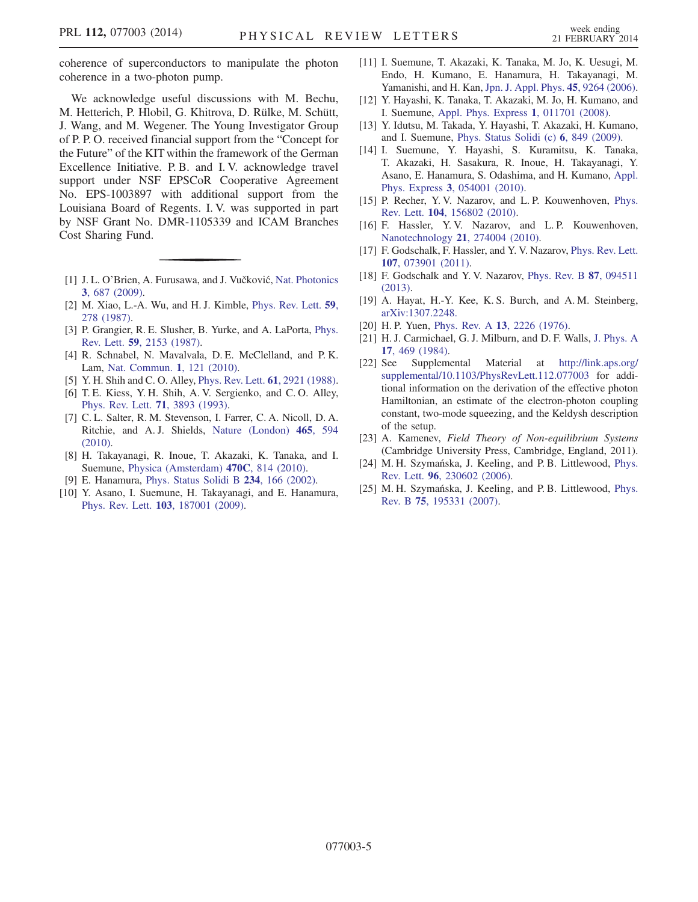coherence of superconductors to manipulate the photon coherence in a two-photon pump.

We acknowledge useful discussions with M. Bechu, M. Hetterich, P. Hlobil, G. Khitrova, D. Rülke, M. Schütt, J. Wang, and M. Wegener. The Young Investigator Group of P. P. O. received financial support from the "Concept for the Future" of the KIT within the framework of the German Excellence Initiative. P. B. and I. V. acknowledge travel support under NSF EPSCoR Cooperative Agreement No. EPS-1003897 with additional support from the Louisiana Board of Regents. I. V. was supported in part by NSF Grant No. DMR-1105339 and ICAM Branches Cost Sharing Fund.

---

[1] J. L. O'Brien, A. Furusawa, and J. Vučković, Nat. Photonics **3**, 687 (2009).

[2] M. Xiao, L.-A. Wu, and H. J. Kimble, Phys. Rev. Lett. **59**, 278 (1987).

[3] P. Grangier, R. E. Slusher, B. Yurke, and A. LaPorta, Phys. Rev. Lett. **59**, 2153 (1987).

[4] R. Schnabel, N. Mavalvala, D. E. McClelland, and P. K. Lam, Nat. Commun. **1**, 121 (2010).

[5] Y. H. Shih and C. O. Alley, Phys. Rev. Lett. **61**, 2921 (1988).

[6] T. E. Kiess, Y. H. Shih, A. V. Sergienko, and C. O. Alley, Phys. Rev. Lett. **71**, 3893 (1993).

[7] C. L. Salter, R. M. Stevenson, I. Farrer, C. A. Nicoll, D. A. Ritchie, and A. J. Shields, Nature (London) **465**, 594 (2010).

[8] H. Takayanagi, R. Inoue, T. Akazaki, K. Tanaka, and I. Suemune, Physica (Amsterdam) **470C**, 814 (2010).

[9] E. Hanamura, Phys. Status Solidi B **234**, 166 (2002).

[10] Y. Asano, I. Suemune, H. Takayanagi, and E. Hanamura, Phys. Rev. Lett. **103**, 187001 (2009).

[11] I. Suemune, T. Akazaki, K. Tanaka, M. Jo, K. Uesugi, M. Endo, H. Kumano, E. Hanamura, H. Takayanagi, M. Yamanishi, and H. Kan, Jpn. J. Appl. Phys. **45**, 9264 (2006).

[12] Y. Hayashi, K. Tanaka, T. Akazaki, M. Jo, H. Kumano, and I. Suemune, Appl. Phys. Express **1**, 011701 (2008).

[13] Y. Idutsu, M. Takada, Y. Hayashi, T. Akazaki, H. Kumano, and I. Suemune, Phys. Status Solidi (c) **6**, 849 (2009).

[14] I. Suemune, Y. Hayashi, S. Kuramitsu, K. Tanaka, T. Akazaki, H. Sasakura, R. Inoue, H. Takayanagi, Y. Asano, E. Hanamura, S. Odashima, and H. Kumano, Appl. Phys. Express **3**, 054001 (2010).

[15] P. Recher, Y. V. Nazarov, and L. P. Kouwenhoven, Phys. Rev. Lett. **104**, 156802 (2010).

[16] F. Hassler, Y. V. Nazarov, and L. P. Kouwenhoven, Nanotechnology **21**, 274004 (2010).

[17] F. Godschalk, F. Hassler, and Y. V. Nazarov, Phys. Rev. Lett. **107**, 073901 (2011).

[18] F. Godschalk and Y. V. Nazarov, Phys. Rev. B **87**, 094511 (2013).

[19] A. Hayat, H.-Y. Kee, K. S. Burch, and A. M. Steinberg, arXiv:1307.2248.

[20] H. P. Yuen, Phys. Rev. A **13**, 2226 (1976).

[21] H. J. Carmichael, G. J. Milburn, and D. F. Walls, J. Phys. A **17**, 469 (1984).

[22] See Supplemental Material at http://link.aps.org/supplemental/10.1103/PhysRevLett.112.077003 for additional information on the derivation of the effective photon Hamiltonian, an estimate of the electron-photon coupling constant, two-mode squeezing, and the Keldysh description of the setup.

[23] A. Kamenev, *Field Theory of Non-equilibrium Systems* (Cambridge University Press, Cambridge, England, 2011).

[24] M. H. Szymańska, J. Keeling, and P. B. Littlewood, Phys. Rev. Lett. **96**, 230602 (2006).

[25] M. H. Szymańska, J. Keeling, and P. B. Littlewood, Phys. Rev. B **75**, 195331 (2007).